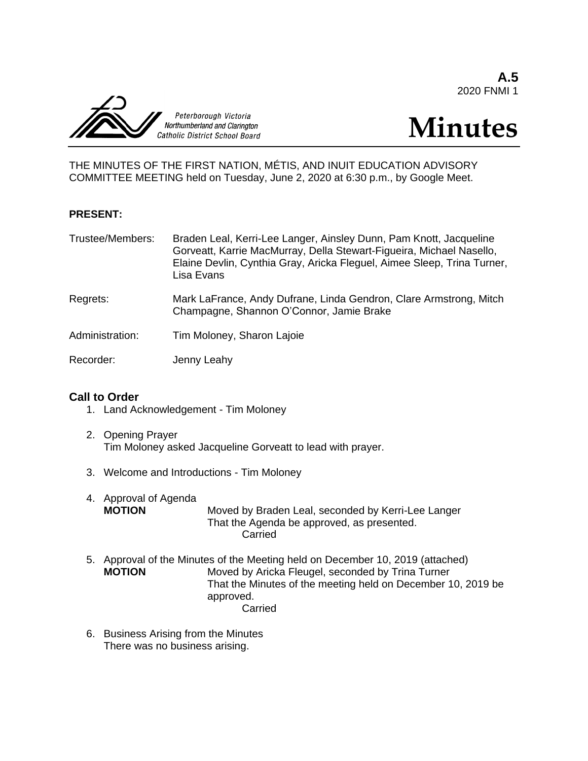**A.5**
2020 FNMI 1

Peterborough Victoria Northumberland and Clarington Catholic District School Board

# Minutes

THE MINUTES OF THE FIRST NATION, MÉTIS, AND INUIT EDUCATION ADVISORY COMMITTEE MEETING held on Tuesday, June 2, 2020 at 6:30 p.m., by Google Meet.

**PRESENT:**

| | |
|---|---|
| Trustee/Members: | Braden Leal, Kerri-Lee Langer, Ainsley Dunn, Pam Knott, Jacqueline Gorveatt, Karrie MacMurray, Della Stewart-Figueira, Michael Nasello, Elaine Devlin, Cynthia Gray, Aricka Fleguel, Aimee Sleep, Trina Turner, Lisa Evans |
| Regrets: | Mark LaFrance, Andy Dufrane, Linda Gendron, Clare Armstrong, Mitch Champagne, Shannon O'Connor, Jamie Brake |
| Administration: | Tim Moloney, Sharon Lajoie |
| Recorder: | Jenny Leahy |

## Call to Order

1. Land Acknowledgement - Tim Moloney

2. Opening Prayer
   Tim Moloney asked Jacqueline Gorveatt to lead with prayer.

3. Welcome and Introductions - Tim Moloney

4. Approval of Agenda
   **MOTION** Moved by Braden Leal, seconded by Kerri-Lee Langer
   That the Agenda be approved, as presented.
   Carried

5. Approval of the Minutes of the Meeting held on December 10, 2019 (attached)
   **MOTION** Moved by Aricka Fleugel, seconded by Trina Turner
   That the Minutes of the meeting held on December 10, 2019 be approved.
   Carried

6. Business Arising from the Minutes
   There was no business arising.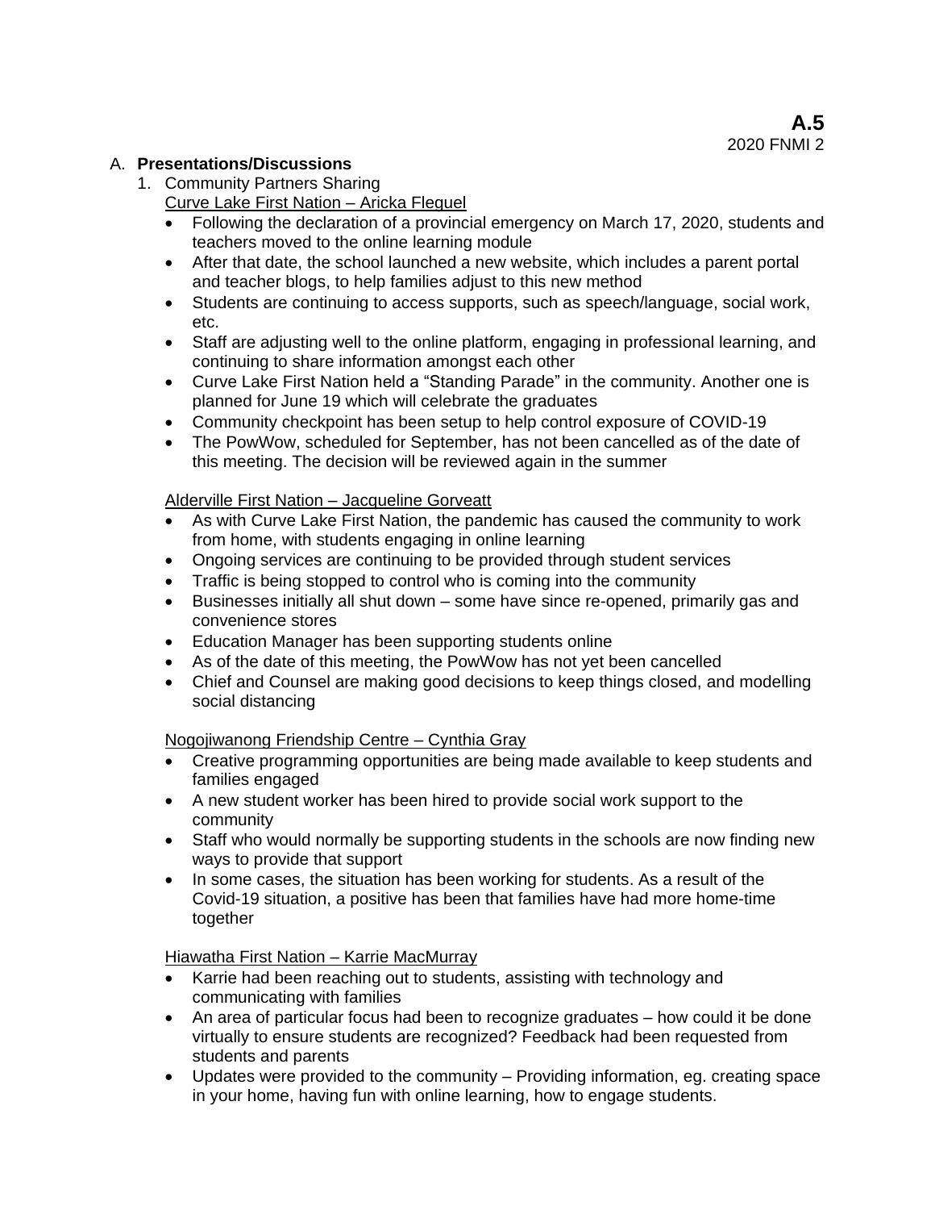**A.5**
2020 FNMI 2

A. **Presentations/Discussions**

1. Community Partners Sharing

   Curve Lake First Nation – Aricka Flequel

   - Following the declaration of a provincial emergency on March 17, 2020, students and teachers moved to the online learning module
   - After that date, the school launched a new website, which includes a parent portal and teacher blogs, to help families adjust to this new method
   - Students are continuing to access supports, such as speech/language, social work, etc.
   - Staff are adjusting well to the online platform, engaging in professional learning, and continuing to share information amongst each other
   - Curve Lake First Nation held a "Standing Parade" in the community. Another one is planned for June 19 which will celebrate the graduates
   - Community checkpoint has been setup to help control exposure of COVID-19
   - The PowWow, scheduled for September, has not been cancelled as of the date of this meeting. The decision will be reviewed again in the summer

   Alderville First Nation – Jacqueline Gorveatt

   - As with Curve Lake First Nation, the pandemic has caused the community to work from home, with students engaging in online learning
   - Ongoing services are continuing to be provided through student services
   - Traffic is being stopped to control who is coming into the community
   - Businesses initially all shut down – some have since re-opened, primarily gas and convenience stores
   - Education Manager has been supporting students online
   - As of the date of this meeting, the PowWow has not yet been cancelled
   - Chief and Counsel are making good decisions to keep things closed, and modelling social distancing

   Nogojiwanong Friendship Centre – Cynthia Gray

   - Creative programming opportunities are being made available to keep students and families engaged
   - A new student worker has been hired to provide social work support to the community
   - Staff who would normally be supporting students in the schools are now finding new ways to provide that support
   - In some cases, the situation has been working for students. As a result of the Covid-19 situation, a positive has been that families have had more home-time together

   Hiawatha First Nation – Karrie MacMurray

   - Karrie had been reaching out to students, assisting with technology and communicating with families
   - An area of particular focus had been to recognize graduates – how could it be done virtually to ensure students are recognized? Feedback had been requested from students and parents
   - Updates were provided to the community – Providing information, eg. creating space in your home, having fun with online learning, how to engage students.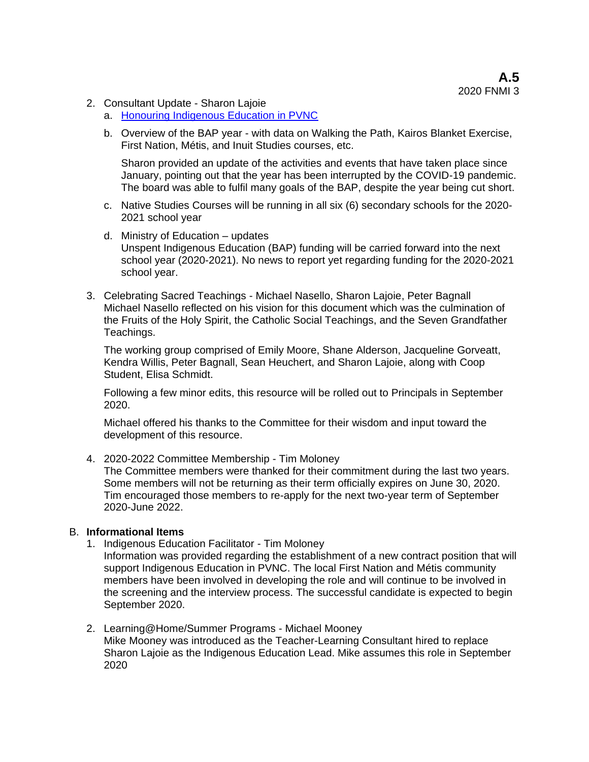2. Consultant Update - Sharon Lajoie
   a. Honouring Indigenous Education in PVNC
   b. Overview of the BAP year - with data on Walking the Path, Kairos Blanket Exercise, First Nation, Métis, and Inuit Studies courses, etc.

      Sharon provided an update of the activities and events that have taken place since January, pointing out that the year has been interrupted by the COVID-19 pandemic. The board was able to fulfil many goals of the BAP, despite the year being cut short.

   c. Native Studies Courses will be running in all six (6) secondary schools for the 2020-2021 school year
   d. Ministry of Education – updates
      Unspent Indigenous Education (BAP) funding will be carried forward into the next school year (2020-2021). No news to report yet regarding funding for the 2020-2021 school year.

3. Celebrating Sacred Teachings - Michael Nasello, Sharon Lajoie, Peter Bagnall
   Michael Nasello reflected on his vision for this document which was the culmination of the Fruits of the Holy Spirit, the Catholic Social Teachings, and the Seven Grandfather Teachings.

   The working group comprised of Emily Moore, Shane Alderson, Jacqueline Gorveatt, Kendra Willis, Peter Bagnall, Sean Heuchert, and Sharon Lajoie, along with Coop Student, Elisa Schmidt.

   Following a few minor edits, this resource will be rolled out to Principals in September 2020.

   Michael offered his thanks to the Committee for their wisdom and input toward the development of this resource.

4. 2020-2022 Committee Membership - Tim Moloney
   The Committee members were thanked for their commitment during the last two years. Some members will not be returning as their term officially expires on June 30, 2020. Tim encouraged those members to re-apply for the next two-year term of September 2020-June 2022.

B. **Informational Items**

1. Indigenous Education Facilitator - Tim Moloney
   Information was provided regarding the establishment of a new contract position that will support Indigenous Education in PVNC. The local First Nation and Métis community members have been involved in developing the role and will continue to be involved in the screening and the interview process. The successful candidate is expected to begin September 2020.

2. Learning@Home/Summer Programs - Michael Mooney
   Mike Mooney was introduced as the Teacher-Learning Consultant hired to replace Sharon Lajoie as the Indigenous Education Lead. Mike assumes this role in September 2020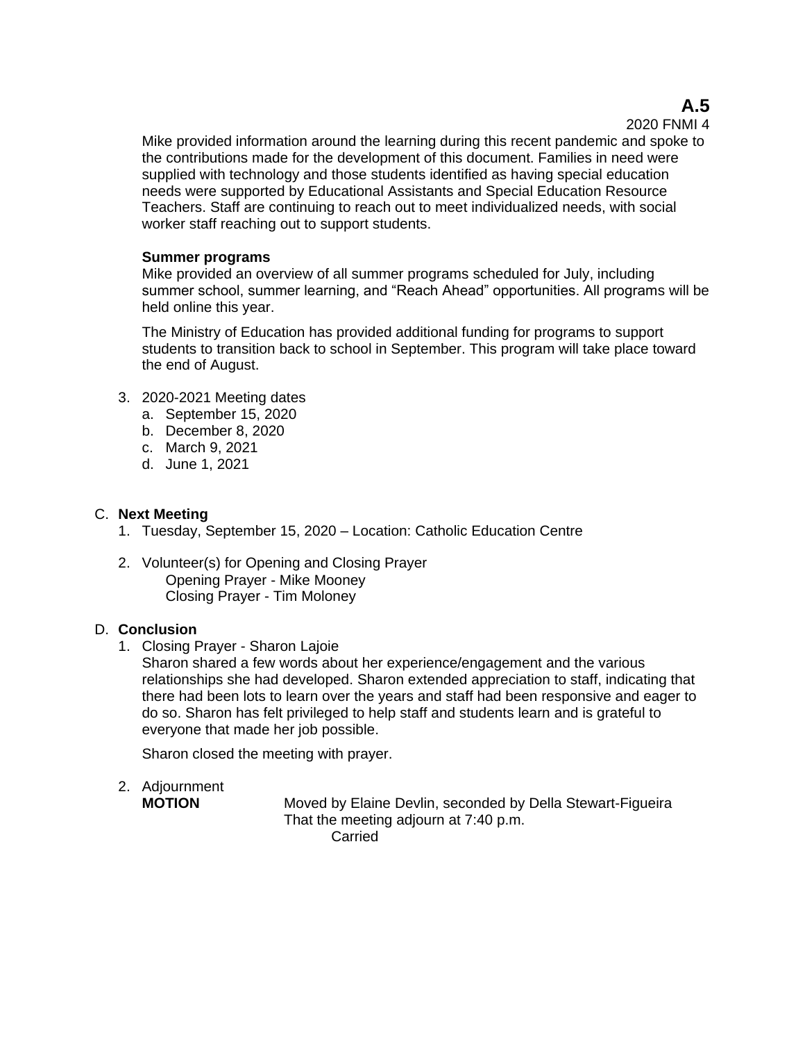Mike provided information around the learning during this recent pandemic and spoke to the contributions made for the development of this document. Families in need were supplied with technology and those students identified as having special education needs were supported by Educational Assistants and Special Education Resource Teachers. Staff are continuing to reach out to meet individualized needs, with social worker staff reaching out to support students.

**Summer programs**

Mike provided an overview of all summer programs scheduled for July, including summer school, summer learning, and "Reach Ahead" opportunities. All programs will be held online this year.

The Ministry of Education has provided additional funding for programs to support students to transition back to school in September. This program will take place toward the end of August.

3. 2020-2021 Meeting dates
   a. September 15, 2020
   b. December 8, 2020
   c. March 9, 2021
   d. June 1, 2021

C. **Next Meeting**

1. Tuesday, September 15, 2020 – Location: Catholic Education Centre
2. Volunteer(s) for Opening and Closing Prayer
   Opening Prayer - Mike Mooney
   Closing Prayer - Tim Moloney

D. **Conclusion**

1. Closing Prayer - Sharon Lajoie
   Sharon shared a few words about her experience/engagement and the various relationships she had developed. Sharon extended appreciation to staff, indicating that there had been lots to learn over the years and staff had been responsive and eager to do so. Sharon has felt privileged to help staff and students learn and is grateful to everyone that made her job possible.

   Sharon closed the meeting with prayer.

2. Adjournment
   **MOTION** Moved by Elaine Devlin, seconded by Della Stewart-Figueira
   That the meeting adjourn at 7:40 p.m.
   Carried